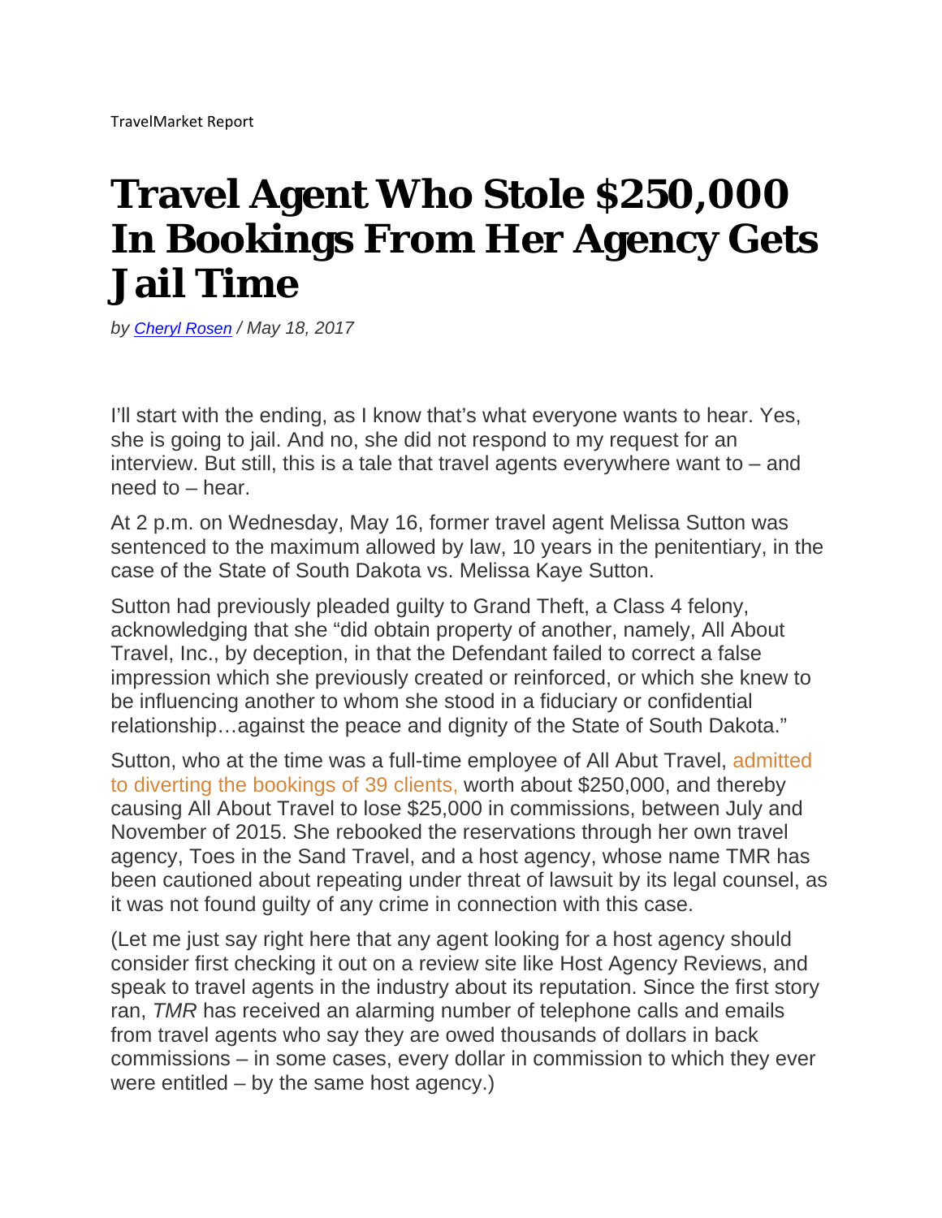TravelMarket Report

# Travel Agent Who Stole $250,000 In Bookings From Her Agency Gets Jail Time

*by [Cheryl Rosen](#) / May 18, 2017*

I'll start with the ending, as I know that's what everyone wants to hear. Yes, she is going to jail. And no, she did not respond to my request for an interview. But still, this is a tale that travel agents everywhere want to – and need to – hear.

At 2 p.m. on Wednesday, May 16, former travel agent Melissa Sutton was sentenced to the maximum allowed by law, 10 years in the penitentiary, in the case of the State of South Dakota vs. Melissa Kaye Sutton.

Sutton had previously pleaded guilty to Grand Theft, a Class 4 felony, acknowledging that she "did obtain property of another, namely, All About Travel, Inc., by deception, in that the Defendant failed to correct a false impression which she previously created or reinforced, or which she knew to be influencing another to whom she stood in a fiduciary or confidential relationship…against the peace and dignity of the State of South Dakota."

Sutton, who at the time was a full-time employee of All Abut Travel, admitted to diverting the bookings of 39 clients, worth about $250,000, and thereby causing All About Travel to lose $25,000 in commissions, between July and November of 2015. She rebooked the reservations through her own travel agency, Toes in the Sand Travel, and a host agency, whose name TMR has been cautioned about repeating under threat of lawsuit by its legal counsel, as it was not found guilty of any crime in connection with this case.

(Let me just say right here that any agent looking for a host agency should consider first checking it out on a review site like Host Agency Reviews, and speak to travel agents in the industry about its reputation. Since the first story ran, *TMR* has received an alarming number of telephone calls and emails from travel agents who say they are owed thousands of dollars in back commissions – in some cases, every dollar in commission to which they ever were entitled – by the same host agency.)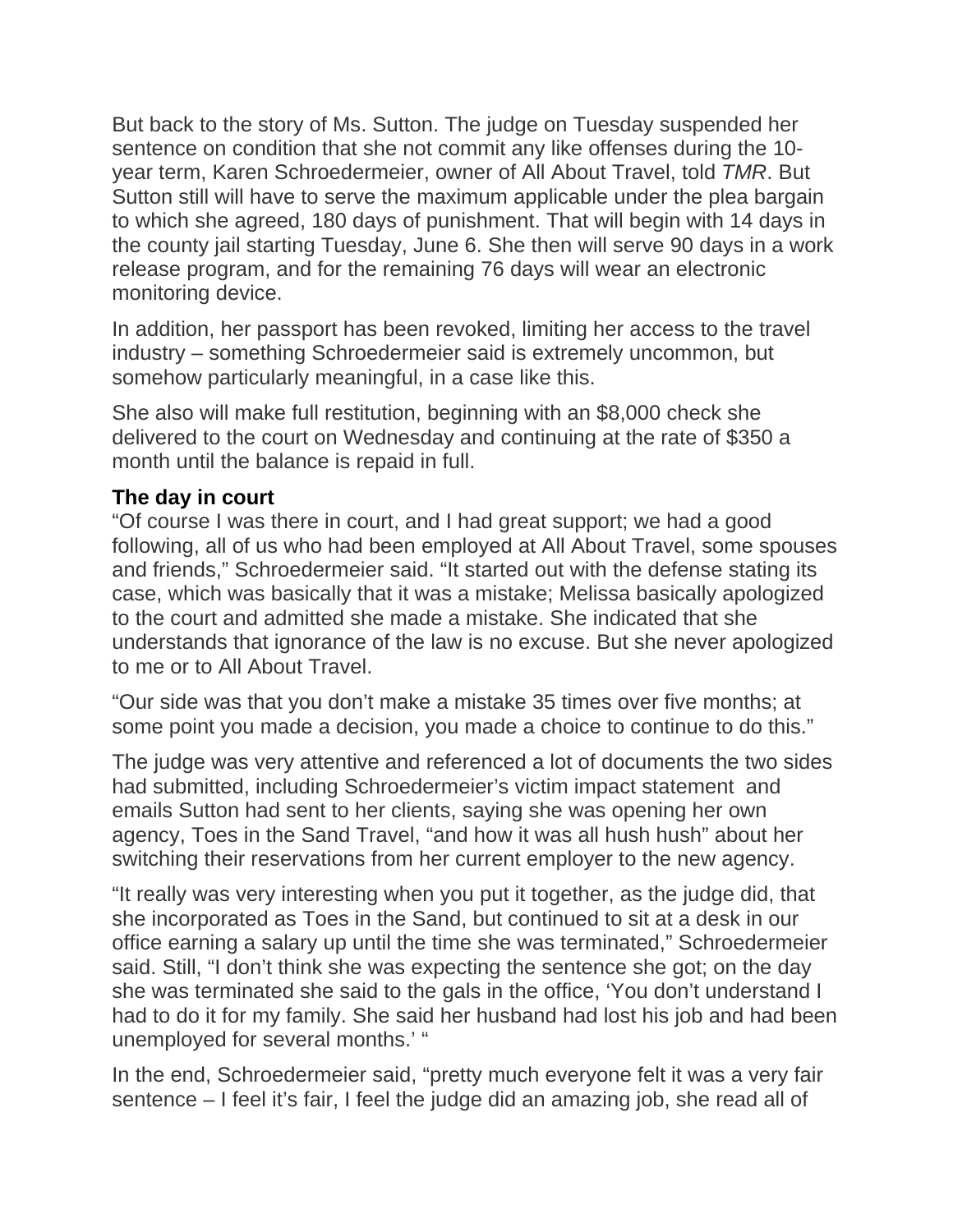But back to the story of Ms. Sutton. The judge on Tuesday suspended her sentence on condition that she not commit any like offenses during the 10-year term, Karen Schroedermeier, owner of All About Travel, told *TMR*. But Sutton still will have to serve the maximum applicable under the plea bargain to which she agreed, 180 days of punishment. That will begin with 14 days in the county jail starting Tuesday, June 6. She then will serve 90 days in a work release program, and for the remaining 76 days will wear an electronic monitoring device.

In addition, her passport has been revoked, limiting her access to the travel industry – something Schroedermeier said is extremely uncommon, but somehow particularly meaningful, in a case like this.

She also will make full restitution, beginning with an $8,000 check she delivered to the court on Wednesday and continuing at the rate of $350 a month until the balance is repaid in full.

**The day in court**

"Of course I was there in court, and I had great support; we had a good following, all of us who had been employed at All About Travel, some spouses and friends," Schroedermeier said. "It started out with the defense stating its case, which was basically that it was a mistake; Melissa basically apologized to the court and admitted she made a mistake. She indicated that she understands that ignorance of the law is no excuse. But she never apologized to me or to All About Travel.

"Our side was that you don't make a mistake 35 times over five months; at some point you made a decision, you made a choice to continue to do this."

The judge was very attentive and referenced a lot of documents the two sides had submitted, including Schroedermeier's victim impact statement and emails Sutton had sent to her clients, saying she was opening her own agency, Toes in the Sand Travel, "and how it was all hush hush" about her switching their reservations from her current employer to the new agency.

"It really was very interesting when you put it together, as the judge did, that she incorporated as Toes in the Sand, but continued to sit at a desk in our office earning a salary up until the time she was terminated," Schroedermeier said. Still, "I don't think she was expecting the sentence she got; on the day she was terminated she said to the gals in the office, 'You don't understand I had to do it for my family. She said her husband had lost his job and had been unemployed for several months.' "

In the end, Schroedermeier said, "pretty much everyone felt it was a very fair sentence – I feel it's fair, I feel the judge did an amazing job, she read all of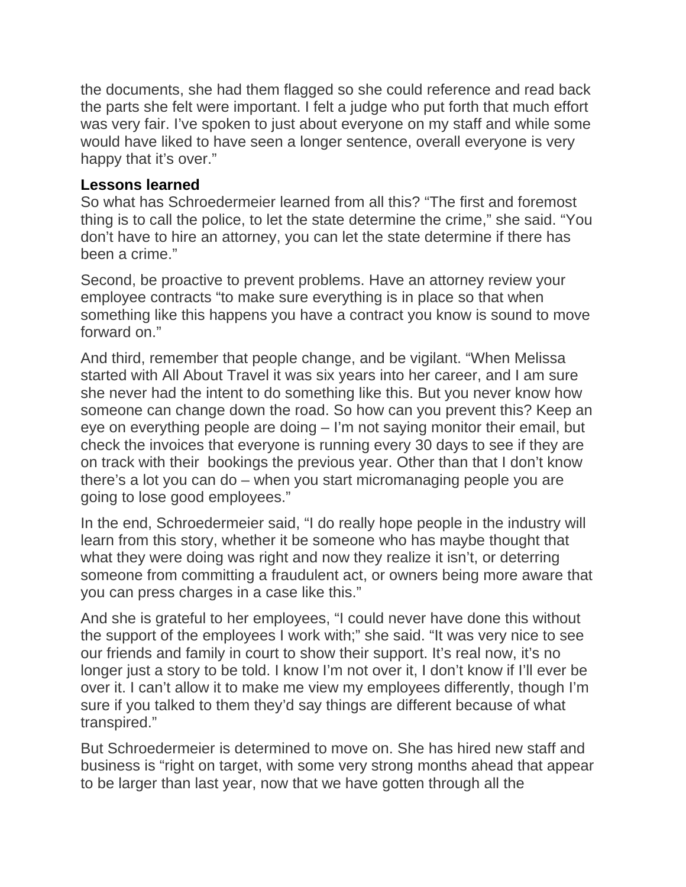the documents, she had them flagged so she could reference and read back the parts she felt were important. I felt a judge who put forth that much effort was very fair. I've spoken to just about everyone on my staff and while some would have liked to have seen a longer sentence, overall everyone is very happy that it's over."

**Lessons learned**

So what has Schroedermeier learned from all this? "The first and foremost thing is to call the police, to let the state determine the crime," she said. "You don't have to hire an attorney, you can let the state determine if there has been a crime."

Second, be proactive to prevent problems. Have an attorney review your employee contracts "to make sure everything is in place so that when something like this happens you have a contract you know is sound to move forward on."

And third, remember that people change, and be vigilant. "When Melissa started with All About Travel it was six years into her career, and I am sure she never had the intent to do something like this. But you never know how someone can change down the road. So how can you prevent this? Keep an eye on everything people are doing – I'm not saying monitor their email, but check the invoices that everyone is running every 30 days to see if they are on track with their bookings the previous year. Other than that I don't know there's a lot you can do – when you start micromanaging people you are going to lose good employees."

In the end, Schroedermeier said, "I do really hope people in the industry will learn from this story, whether it be someone who has maybe thought that what they were doing was right and now they realize it isn't, or deterring someone from committing a fraudulent act, or owners being more aware that you can press charges in a case like this."

And she is grateful to her employees, "I could never have done this without the support of the employees I work with;" she said. "It was very nice to see our friends and family in court to show their support. It's real now, it's no longer just a story to be told. I know I'm not over it, I don't know if I'll ever be over it. I can't allow it to make me view my employees differently, though I'm sure if you talked to them they'd say things are different because of what transpired."

But Schroedermeier is determined to move on. She has hired new staff and business is "right on target, with some very strong months ahead that appear to be larger than last year, now that we have gotten through all the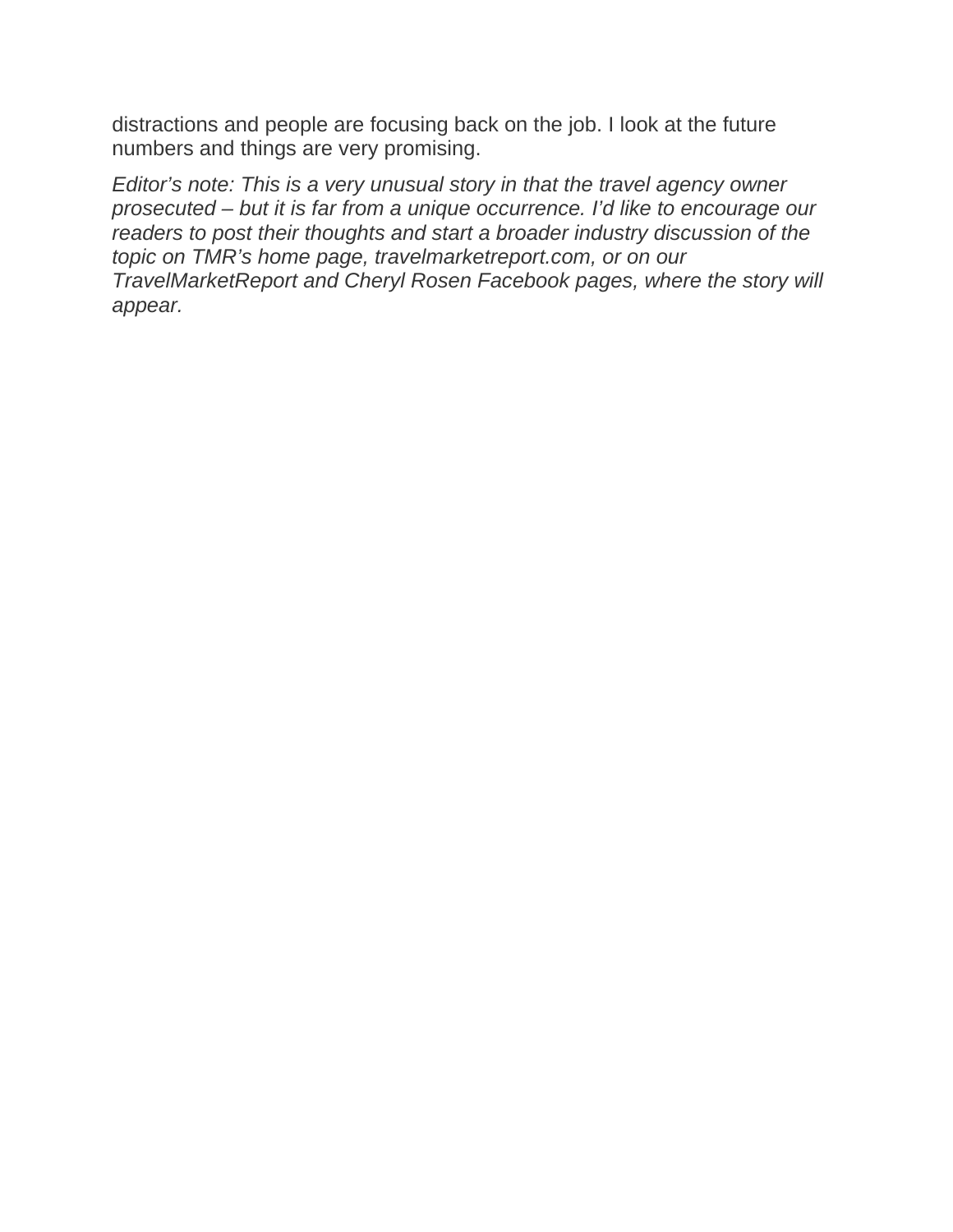distractions and people are focusing back on the job. I look at the future numbers and things are very promising.

*Editor's note: This is a very unusual story in that the travel agency owner prosecuted – but it is far from a unique occurrence. I'd like to encourage our readers to post their thoughts and start a broader industry discussion of the topic on TMR's home page, travelmarketreport.com, or on our TravelMarketReport and Cheryl Rosen Facebook pages, where the story will appear.*